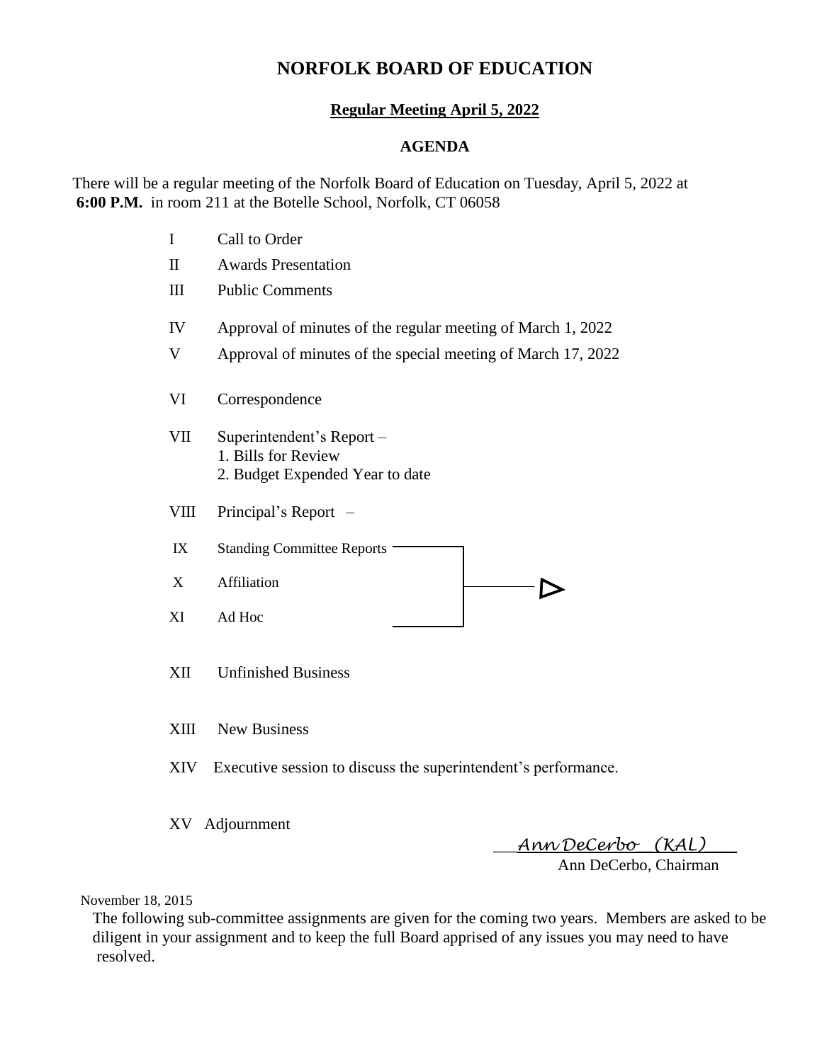# NORFOLK BOARD OF EDUCATION

## Regular Meeting April 5, 2022

### AGENDA

There will be a regular meeting of the Norfolk Board of Education on Tuesday, April 5, 2022 at **6:00 P.M.** in room 211 at the Botelle School, Norfolk, CT 06058

I Call to Order

II Awards Presentation

III Public Comments

IV Approval of minutes of the regular meeting of March 1, 2022

V Approval of minutes of the special meeting of March 17, 2022

VI Correspondence

VII Superintendent's Report –
1. Bills for Review
2. Budget Expended Year to date

VIII Principal's Report –

IX Standing Committee Reports

X Affiliation

XI Ad Hoc

XII Unfinished Business

XIII New Business

XIV Executive session to discuss the superintendent's performance.

XV Adjournment

*Ann DeCerbo (KAL)*
Ann DeCerbo, Chairman

November 18, 2015

The following sub-committee assignments are given for the coming two years. Members are asked to be diligent in your assignment and to keep the full Board apprised of any issues you may need to have resolved.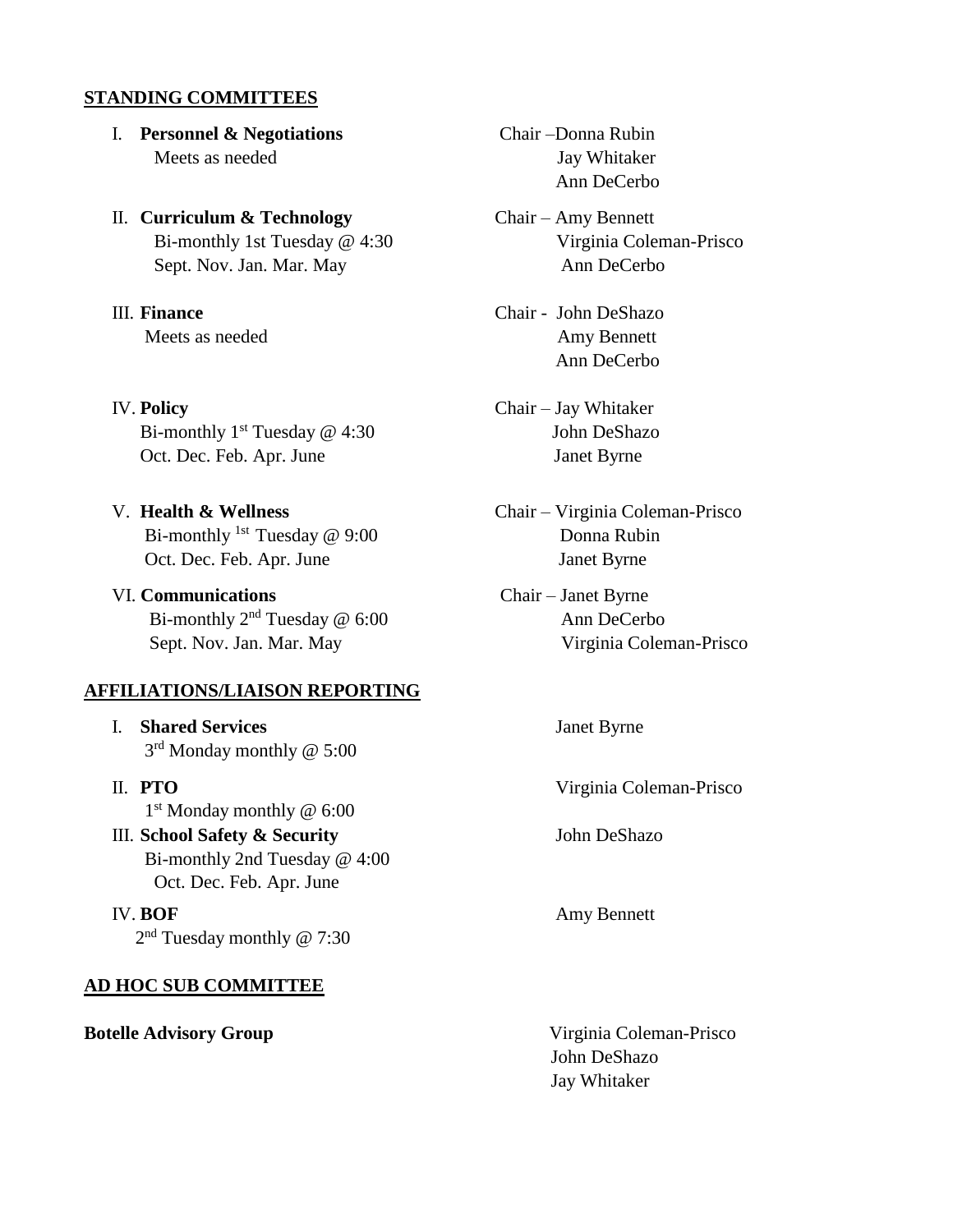## STANDING COMMITTEES

I. **Personnel & Negotiations**
Meets as needed

Chair –Donna Rubin
Jay Whitaker
Ann DeCerbo

II. **Curriculum & Technology**
Bi-monthly 1st Tuesday @ 4:30
Sept. Nov. Jan. Mar. May

Chair – Amy Bennett
Virginia Coleman-Prisco
Ann DeCerbo

III. **Finance**
Meets as needed

Chair - John DeShazo
Amy Bennett
Ann DeCerbo

IV. **Policy**
Bi-monthly 1st Tuesday @ 4:30
Oct. Dec. Feb. Apr. June

Chair – Jay Whitaker
John DeShazo
Janet Byrne

V. **Health & Wellness**
Bi-monthly 1st Tuesday @ 9:00
Oct. Dec. Feb. Apr. June

Chair – Virginia Coleman-Prisco
Donna Rubin
Janet Byrne

VI. **Communications**
Bi-monthly 2nd Tuesday @ 6:00
Sept. Nov. Jan. Mar. May

Chair – Janet Byrne
Ann DeCerbo
Virginia Coleman-Prisco

## AFFILIATIONS/LIAISON REPORTING

I. **Shared Services** — Janet Byrne
3rd Monday monthly @ 5:00

II. **PTO** — Virginia Coleman-Prisco
1st Monday monthly @ 6:00

III. **School Safety & Security** — John DeShazo
Bi-monthly 2nd Tuesday @ 4:00
Oct. Dec. Feb. Apr. June

IV. **BOF** — Amy Bennett
2nd Tuesday monthly @ 7:30

## AD HOC SUB COMMITTEE

**Botelle Advisory Group**

Virginia Coleman-Prisco
John DeShazo
Jay Whitaker